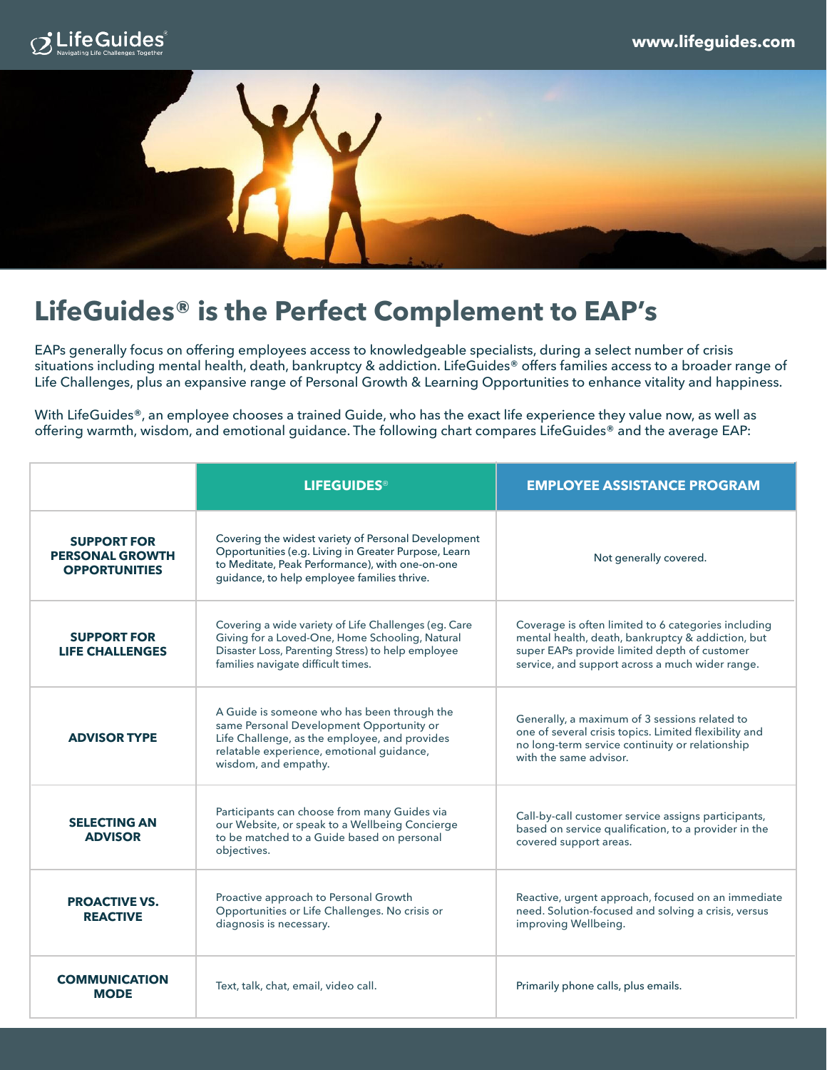# LifeGuides® is the Perfect Complement to EAP's

EAPs generally focus on offering employees access to knowledgeable specialists, during a select number of crisis situations including mental health, death, bankruptcy & addiction. LifeGuides® offers families access to a broader range of Life Challenges, plus an expansive range of Personal Growth & Learning Opportunities to enhance vitality and happiness.

With LifeGuides®, an employee chooses a trained Guide, who has the exact life experience they value now, as well as offering warmth, wisdom, and emotional guidance. The following chart compares LifeGuides® and the average EAP:

| | LIFEGUIDES® | EMPLOYEE ASSISTANCE PROGRAM |
|---|---|---|
| **SUPPORT FOR PERSONAL GROWTH OPPORTUNITIES** | Covering the widest variety of Personal Development Opportunities (e.g. Living in Greater Purpose, Learn to Meditate, Peak Performance), with one-on-one guidance, to help employee families thrive. | Not generally covered. |
| **SUPPORT FOR LIFE CHALLENGES** | Covering a wide variety of Life Challenges (eg. Care Giving for a Loved-One, Home Schooling, Natural Disaster Loss, Parenting Stress) to help employee families navigate difficult times. | Coverage is often limited to 6 categories including mental health, death, bankruptcy & addiction, but super EAPs provide limited depth of customer service, and support across a much wider range. |
| **ADVISOR TYPE** | A Guide is someone who has been through the same Personal Development Opportunity or Life Challenge, as the employee, and provides relatable experience, emotional guidance, wisdom, and empathy. | Generally, a maximum of 3 sessions related to one of several crisis topics. Limited flexibility and no long-term service continuity or relationship with the same advisor. |
| **SELECTING AN ADVISOR** | Participants can choose from many Guides via our Website, or speak to a Wellbeing Concierge to be matched to a Guide based on personal objectives. | Call-by-call customer service assigns participants, based on service qualification, to a provider in the covered support areas. |
| **PROACTIVE VS. REACTIVE** | Proactive approach to Personal Growth Opportunities or Life Challenges. No crisis or diagnosis is necessary. | Reactive, urgent approach, focused on an immediate need. Solution-focused and solving a crisis, versus improving Wellbeing. |
| **COMMUNICATION MODE** | Text, talk, chat, email, video call. | Primarily phone calls, plus emails. |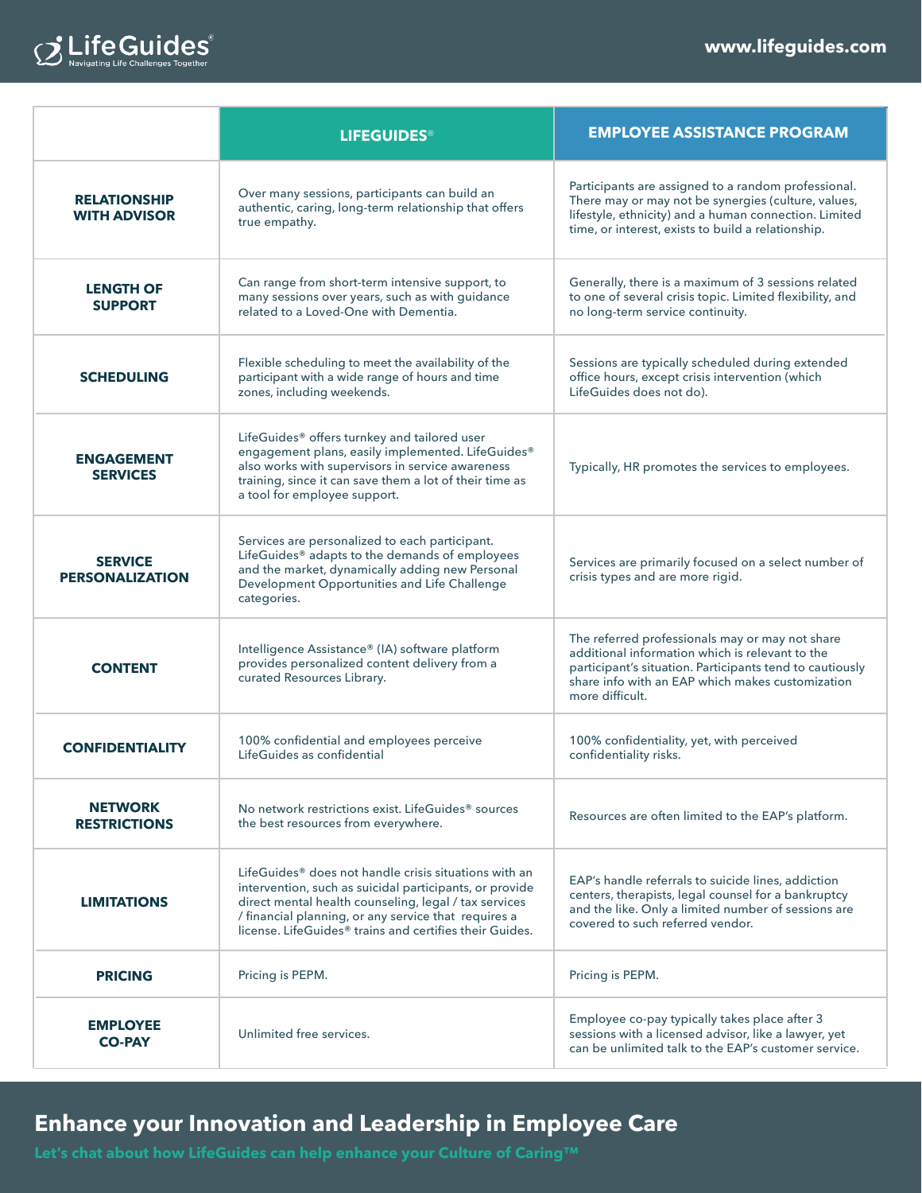| | LIFEGUIDES® | EMPLOYEE ASSISTANCE PROGRAM |
|---|---|---|
| **RELATIONSHIP WITH ADVISOR** | Over many sessions, participants can build an authentic, caring, long-term relationship that offers true empathy. | Participants are assigned to a random professional. There may or may not be synergies (culture, values, lifestyle, ethnicity) and a human connection. Limited time, or interest, exists to build a relationship. |
| **LENGTH OF SUPPORT** | Can range from short-term intensive support, to many sessions over years, such as with guidance related to a Loved-One with Dementia. | Generally, there is a maximum of 3 sessions related to one of several crisis topic. Limited flexibility, and no long-term service continuity. |
| **SCHEDULING** | Flexible scheduling to meet the availability of the participant with a wide range of hours and time zones, including weekends. | Sessions are typically scheduled during extended office hours, except crisis intervention (which LifeGuides does not do). |
| **ENGAGEMENT SERVICES** | LifeGuides® offers turnkey and tailored user engagement plans, easily implemented. LifeGuides® also works with supervisors in service awareness training, since it can save them a lot of their time as a tool for employee support. | Typically, HR promotes the services to employees. |
| **SERVICE PERSONALIZATION** | Services are personalized to each participant. LifeGuides® adapts to the demands of employees and the market, dynamically adding new Personal Development Opportunities and Life Challenge categories. | Services are primarily focused on a select number of crisis types and are more rigid. |
| **CONTENT** | Intelligence Assistance® (IA) software platform provides personalized content delivery from a curated Resources Library. | The referred professionals may or may not share additional information which is relevant to the participant's situation. Participants tend to cautiously share info with an EAP which makes customization more difficult. |
| **CONFIDENTIALITY** | 100% confidential and employees perceive LifeGuides as confidential | 100% confidentiality, yet, with perceived confidentiality risks. |
| **NETWORK RESTRICTIONS** | No network restrictions exist. LifeGuides® sources the best resources from everywhere. | Resources are often limited to the EAP's platform. |
| **LIMITATIONS** | LifeGuides® does not handle crisis situations with an intervention, such as suicidal participants, or provide direct mental health counseling, legal / tax services / financial planning, or any service that requires a license. LifeGuides® trains and certifies their Guides. | EAP's handle referrals to suicide lines, addiction centers, therapists, legal counsel for a bankruptcy and the like. Only a limited number of sessions are covered to such referred vendor. |
| **PRICING** | Pricing is PEPM. | Pricing is PEPM. |
| **EMPLOYEE CO-PAY** | Unlimited free services. | Employee co-pay typically takes place after 3 sessions with a licensed advisor, like a lawyer, yet can be unlimited talk to the EAP's customer service. |

## Enhance your Innovation and Leadership in Employee Care

**Let's chat about how LifeGuides can help enhance your Culture of Caring™**